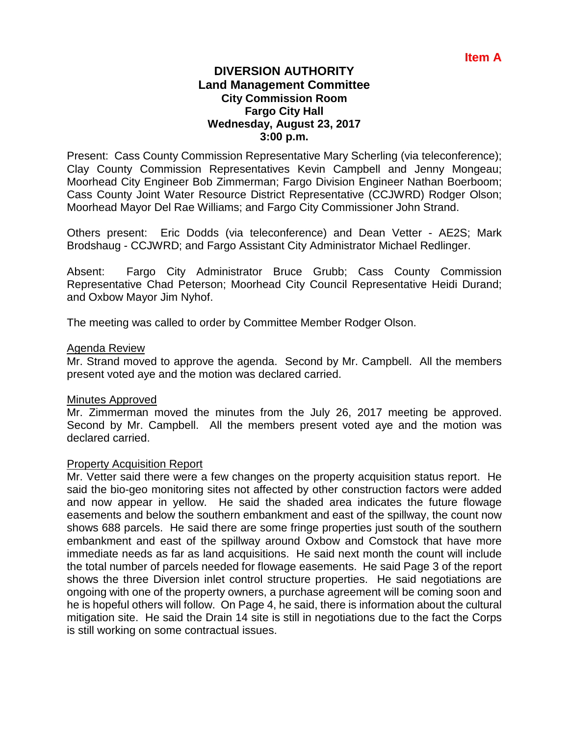**Item A**

# DIVERSION AUTHORITY
## Land Management Committee
### City Commission Room
### Fargo City Hall
### Wednesday, August 23, 2017
### 3:00 p.m.

Present: Cass County Commission Representative Mary Scherling (via teleconference); Clay County Commission Representatives Kevin Campbell and Jenny Mongeau; Moorhead City Engineer Bob Zimmerman; Fargo Division Engineer Nathan Boerboom; Cass County Joint Water Resource District Representative (CCJWRD) Rodger Olson; Moorhead Mayor Del Rae Williams; and Fargo City Commissioner John Strand.

Others present: Eric Dodds (via teleconference) and Dean Vetter - AE2S; Mark Brodshaug - CCJWRD; and Fargo Assistant City Administrator Michael Redlinger.

Absent: Fargo City Administrator Bruce Grubb; Cass County Commission Representative Chad Peterson; Moorhead City Council Representative Heidi Durand; and Oxbow Mayor Jim Nyhof.

The meeting was called to order by Committee Member Rodger Olson.

Agenda Review

Mr. Strand moved to approve the agenda. Second by Mr. Campbell. All the members present voted aye and the motion was declared carried.

Minutes Approved

Mr. Zimmerman moved the minutes from the July 26, 2017 meeting be approved. Second by Mr. Campbell. All the members present voted aye and the motion was declared carried.

Property Acquisition Report

Mr. Vetter said there were a few changes on the property acquisition status report. He said the bio-geo monitoring sites not affected by other construction factors were added and now appear in yellow. He said the shaded area indicates the future flowage easements and below the southern embankment and east of the spillway, the count now shows 688 parcels. He said there are some fringe properties just south of the southern embankment and east of the spillway around Oxbow and Comstock that have more immediate needs as far as land acquisitions. He said next month the count will include the total number of parcels needed for flowage easements. He said Page 3 of the report shows the three Diversion inlet control structure properties. He said negotiations are ongoing with one of the property owners, a purchase agreement will be coming soon and he is hopeful others will follow. On Page 4, he said, there is information about the cultural mitigation site. He said the Drain 14 site is still in negotiations due to the fact the Corps is still working on some contractual issues.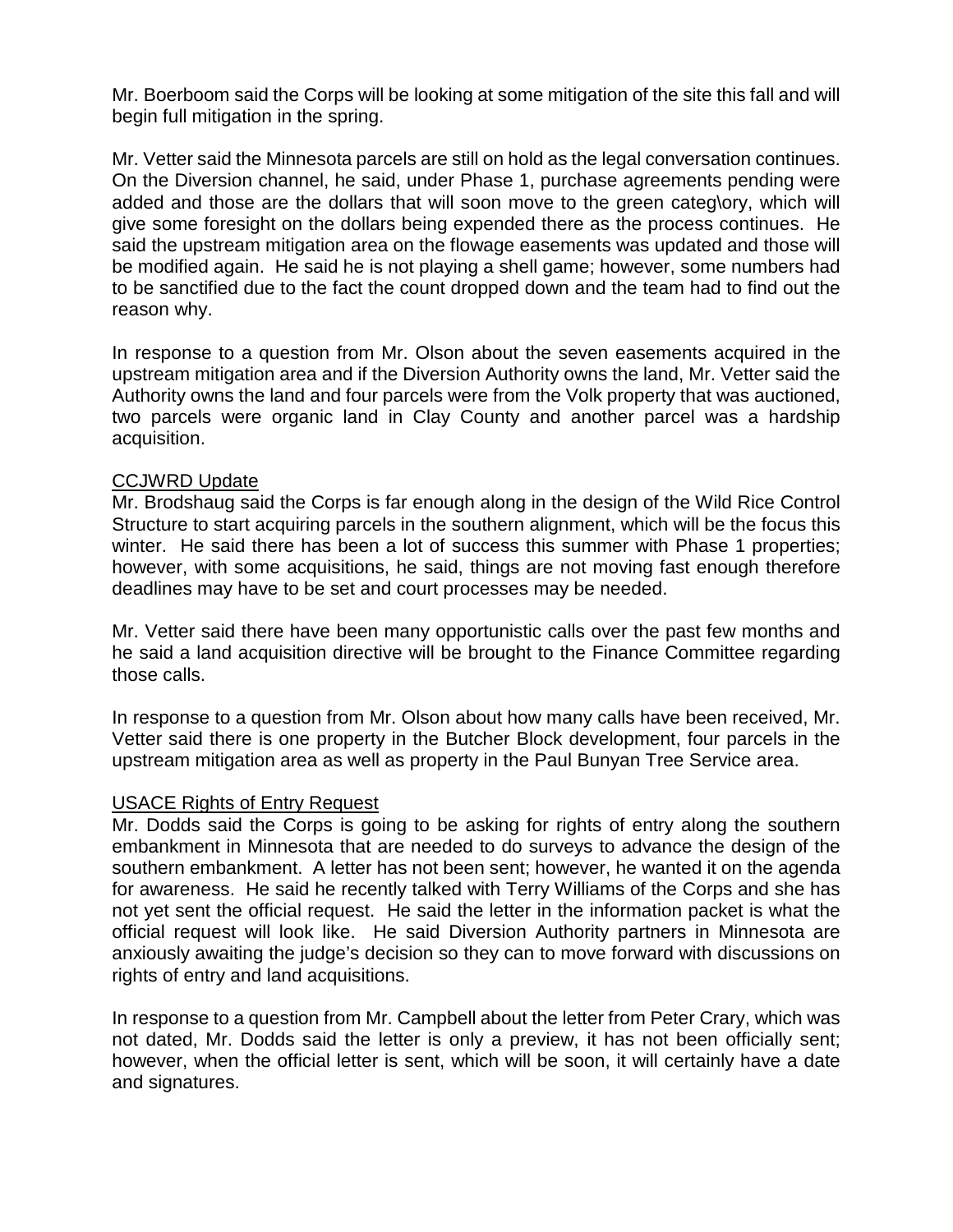Mr. Boerboom said the Corps will be looking at some mitigation of the site this fall and will begin full mitigation in the spring.

Mr. Vetter said the Minnesota parcels are still on hold as the legal conversation continues. On the Diversion channel, he said, under Phase 1, purchase agreements pending were added and those are the dollars that will soon move to the green categ\ory, which will give some foresight on the dollars being expended there as the process continues. He said the upstream mitigation area on the flowage easements was updated and those will be modified again. He said he is not playing a shell game; however, some numbers had to be sanctified due to the fact the count dropped down and the team had to find out the reason why.

In response to a question from Mr. Olson about the seven easements acquired in the upstream mitigation area and if the Diversion Authority owns the land, Mr. Vetter said the Authority owns the land and four parcels were from the Volk property that was auctioned, two parcels were organic land in Clay County and another parcel was a hardship acquisition.

<u>CCJWRD Update</u>

Mr. Brodshaug said the Corps is far enough along in the design of the Wild Rice Control Structure to start acquiring parcels in the southern alignment, which will be the focus this winter. He said there has been a lot of success this summer with Phase 1 properties; however, with some acquisitions, he said, things are not moving fast enough therefore deadlines may have to be set and court processes may be needed.

Mr. Vetter said there have been many opportunistic calls over the past few months and he said a land acquisition directive will be brought to the Finance Committee regarding those calls.

In response to a question from Mr. Olson about how many calls have been received, Mr. Vetter said there is one property in the Butcher Block development, four parcels in the upstream mitigation area as well as property in the Paul Bunyan Tree Service area.

<u>USACE Rights of Entry Request</u>

Mr. Dodds said the Corps is going to be asking for rights of entry along the southern embankment in Minnesota that are needed to do surveys to advance the design of the southern embankment. A letter has not been sent; however, he wanted it on the agenda for awareness. He said he recently talked with Terry Williams of the Corps and she has not yet sent the official request. He said the letter in the information packet is what the official request will look like. He said Diversion Authority partners in Minnesota are anxiously awaiting the judge's decision so they can to move forward with discussions on rights of entry and land acquisitions.

In response to a question from Mr. Campbell about the letter from Peter Crary, which was not dated, Mr. Dodds said the letter is only a preview, it has not been officially sent; however, when the official letter is sent, which will be soon, it will certainly have a date and signatures.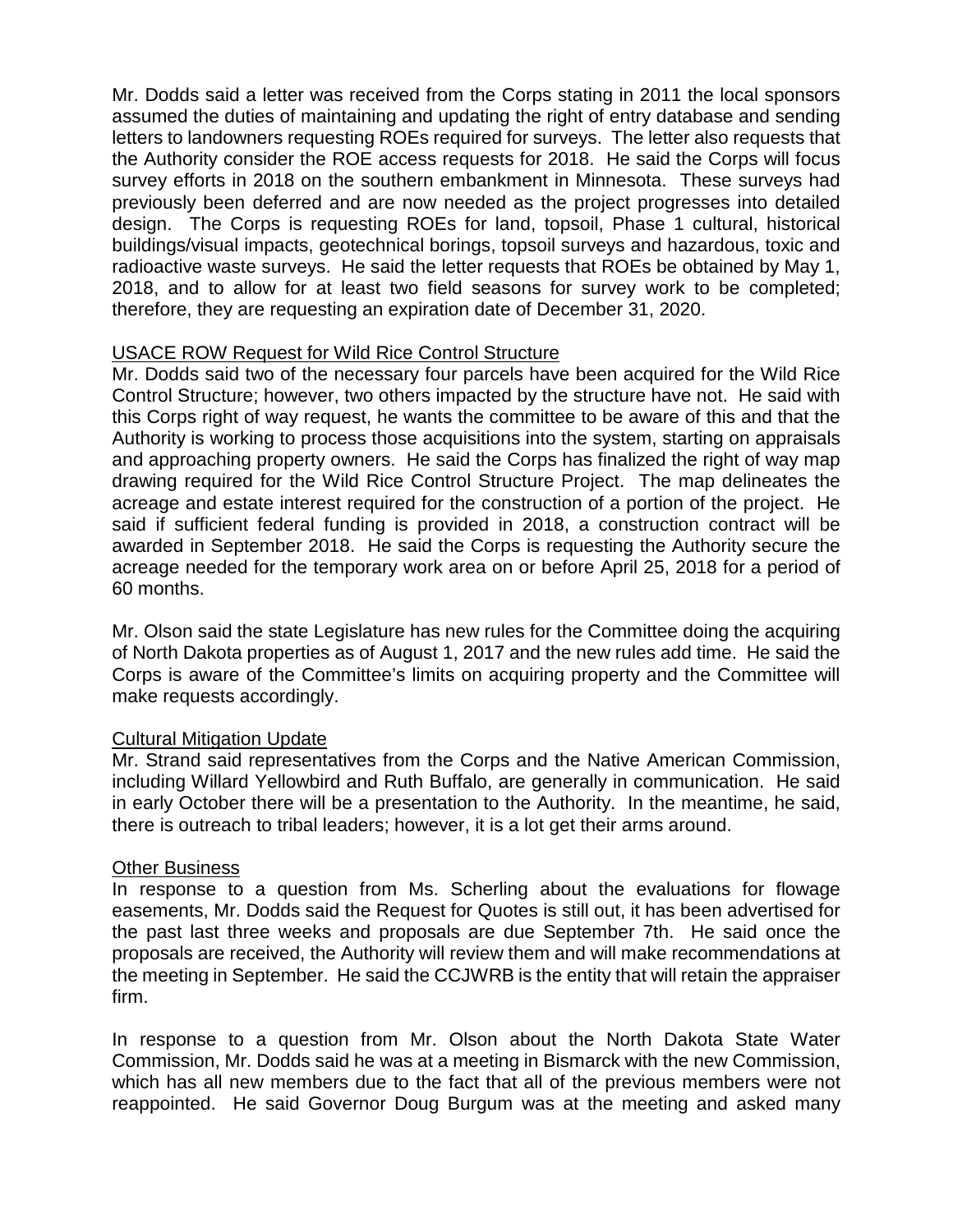Mr. Dodds said a letter was received from the Corps stating in 2011 the local sponsors assumed the duties of maintaining and updating the right of entry database and sending letters to landowners requesting ROEs required for surveys. The letter also requests that the Authority consider the ROE access requests for 2018. He said the Corps will focus survey efforts in 2018 on the southern embankment in Minnesota. These surveys had previously been deferred and are now needed as the project progresses into detailed design. The Corps is requesting ROEs for land, topsoil, Phase 1 cultural, historical buildings/visual impacts, geotechnical borings, topsoil surveys and hazardous, toxic and radioactive waste surveys. He said the letter requests that ROEs be obtained by May 1, 2018, and to allow for at least two field seasons for survey work to be completed; therefore, they are requesting an expiration date of December 31, 2020.

<u>USACE ROW Request for Wild Rice Control Structure</u>

Mr. Dodds said two of the necessary four parcels have been acquired for the Wild Rice Control Structure; however, two others impacted by the structure have not. He said with this Corps right of way request, he wants the committee to be aware of this and that the Authority is working to process those acquisitions into the system, starting on appraisals and approaching property owners. He said the Corps has finalized the right of way map drawing required for the Wild Rice Control Structure Project. The map delineates the acreage and estate interest required for the construction of a portion of the project. He said if sufficient federal funding is provided in 2018, a construction contract will be awarded in September 2018. He said the Corps is requesting the Authority secure the acreage needed for the temporary work area on or before April 25, 2018 for a period of 60 months.

Mr. Olson said the state Legislature has new rules for the Committee doing the acquiring of North Dakota properties as of August 1, 2017 and the new rules add time. He said the Corps is aware of the Committee's limits on acquiring property and the Committee will make requests accordingly.

<u>Cultural Mitigation Update</u>

Mr. Strand said representatives from the Corps and the Native American Commission, including Willard Yellowbird and Ruth Buffalo, are generally in communication. He said in early October there will be a presentation to the Authority. In the meantime, he said, there is outreach to tribal leaders; however, it is a lot get their arms around.

<u>Other Business</u>

In response to a question from Ms. Scherling about the evaluations for flowage easements, Mr. Dodds said the Request for Quotes is still out, it has been advertised for the past last three weeks and proposals are due September 7th. He said once the proposals are received, the Authority will review them and will make recommendations at the meeting in September. He said the CCJWRB is the entity that will retain the appraiser firm.

In response to a question from Mr. Olson about the North Dakota State Water Commission, Mr. Dodds said he was at a meeting in Bismarck with the new Commission, which has all new members due to the fact that all of the previous members were not reappointed. He said Governor Doug Burgum was at the meeting and asked many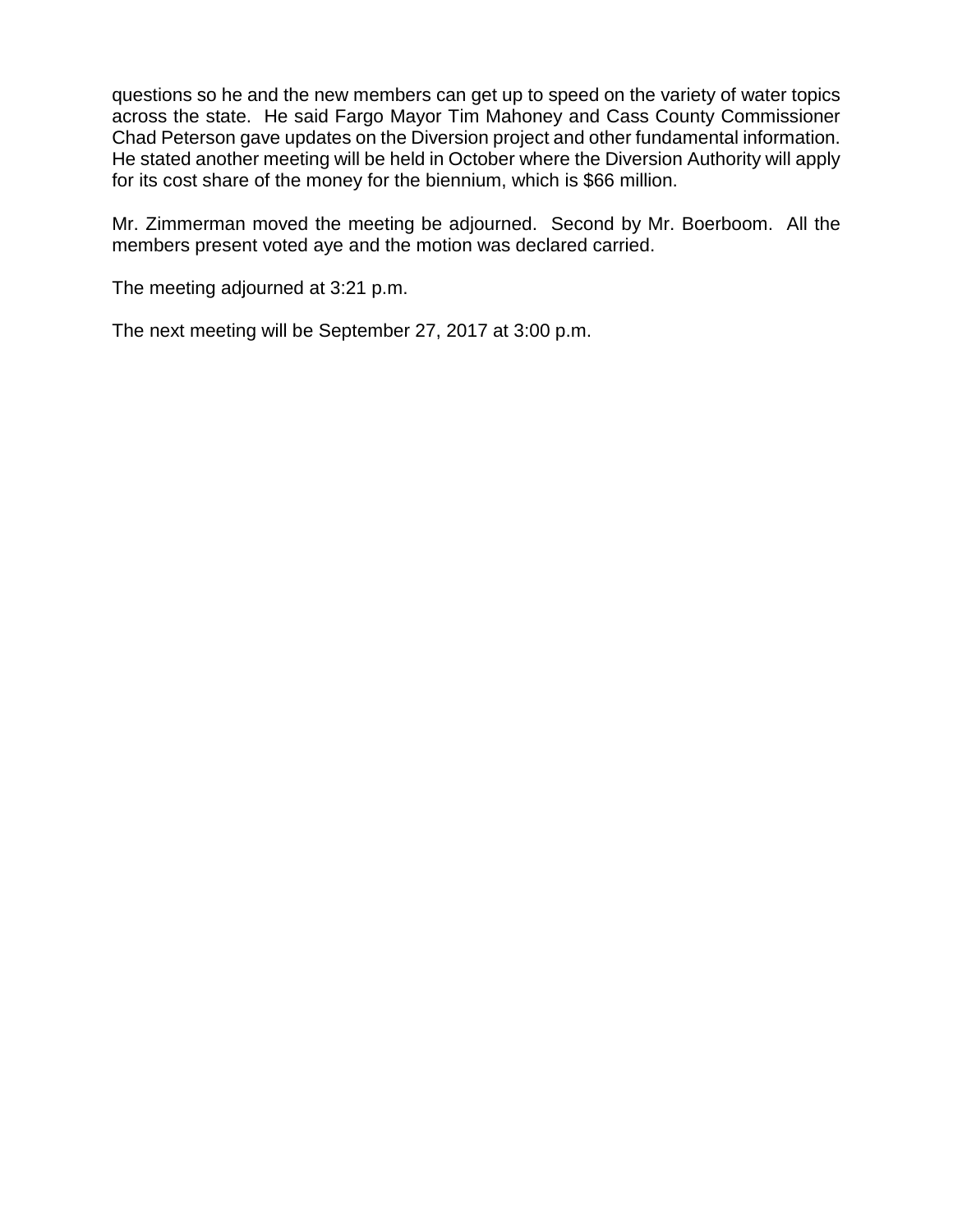questions so he and the new members can get up to speed on the variety of water topics across the state. He said Fargo Mayor Tim Mahoney and Cass County Commissioner Chad Peterson gave updates on the Diversion project and other fundamental information. He stated another meeting will be held in October where the Diversion Authority will apply for its cost share of the money for the biennium, which is $66 million.

Mr. Zimmerman moved the meeting be adjourned. Second by Mr. Boerboom. All the members present voted aye and the motion was declared carried.

The meeting adjourned at 3:21 p.m.

The next meeting will be September 27, 2017 at 3:00 p.m.